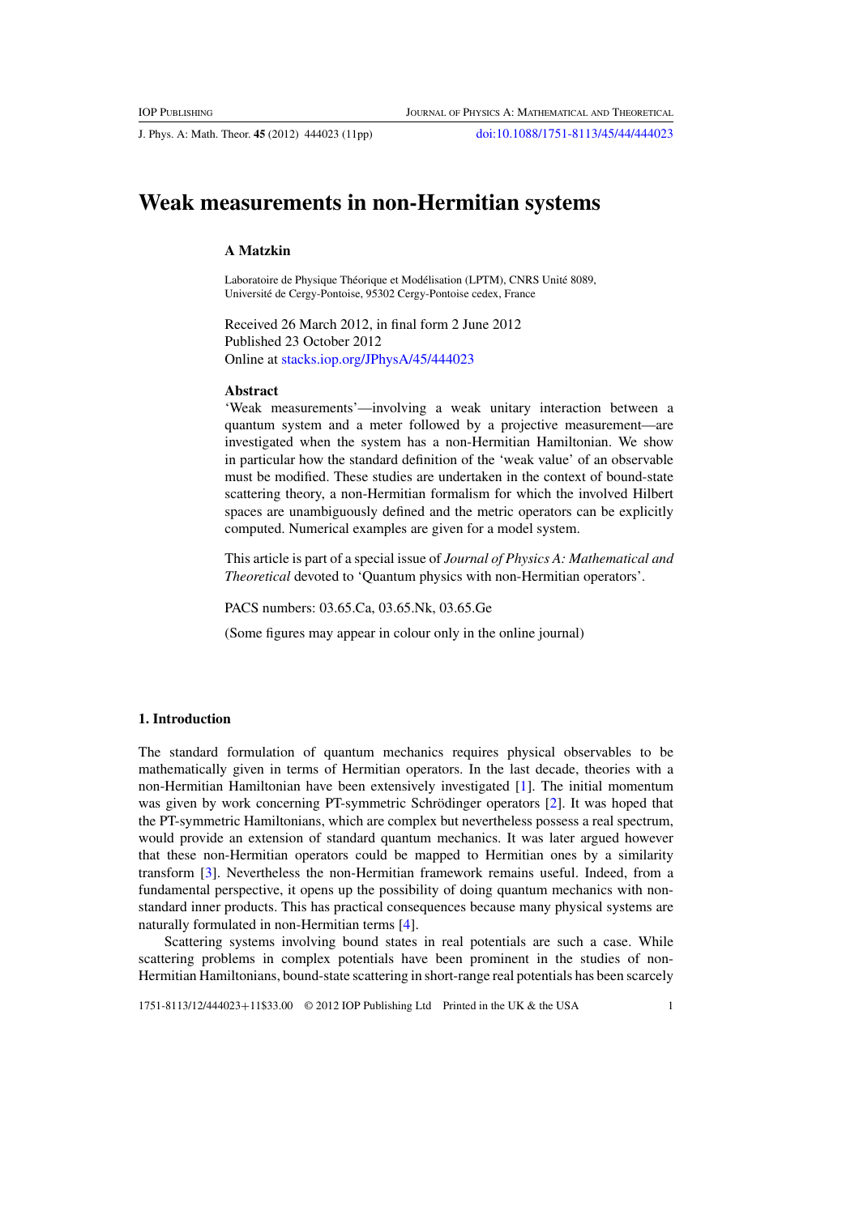# Weak measurements in non-Hermitian systems

**A Matzkin**

Laboratoire de Physique Théorique et Modélisation (LPTM), CNRS Unité 8089, Université de Cergy-Pontoise, 95302 Cergy-Pontoise cedex, France

Received 26 March 2012, in final form 2 June 2012
Published 23 October 2012
Online at stacks.iop.org/JPhysA/45/444023

### Abstract

'Weak measurements'—involving a weak unitary interaction between a quantum system and a meter followed by a projective measurement—are investigated when the system has a non-Hermitian Hamiltonian. We show in particular how the standard definition of the 'weak value' of an observable must be modified. These studies are undertaken in the context of bound-state scattering theory, a non-Hermitian formalism for which the involved Hilbert spaces are unambiguously defined and the metric operators can be explicitly computed. Numerical examples are given for a model system.

This article is part of a special issue of *Journal of Physics A: Mathematical and Theoretical* devoted to 'Quantum physics with non-Hermitian operators'.

PACS numbers: 03.65.Ca, 03.65.Nk, 03.65.Ge

(Some figures may appear in colour only in the online journal)

## 1. Introduction

The standard formulation of quantum mechanics requires physical observables to be mathematically given in terms of Hermitian operators. In the last decade, theories with a non-Hermitian Hamiltonian have been extensively investigated [1]. The initial momentum was given by work concerning PT-symmetric Schrödinger operators [2]. It was hoped that the PT-symmetric Hamiltonians, which are complex but nevertheless possess a real spectrum, would provide an extension of standard quantum mechanics. It was later argued however that these non-Hermitian operators could be mapped to Hermitian ones by a similarity transform [3]. Nevertheless the non-Hermitian framework remains useful. Indeed, from a fundamental perspective, it opens up the possibility of doing quantum mechanics with non-standard inner products. This has practical consequences because many physical systems are naturally formulated in non-Hermitian terms [4].

Scattering systems involving bound states in real potentials are such a case. While scattering problems in complex potentials have been prominent in the studies of non-Hermitian Hamiltonians, bound-state scattering in short-range real potentials has been scarcely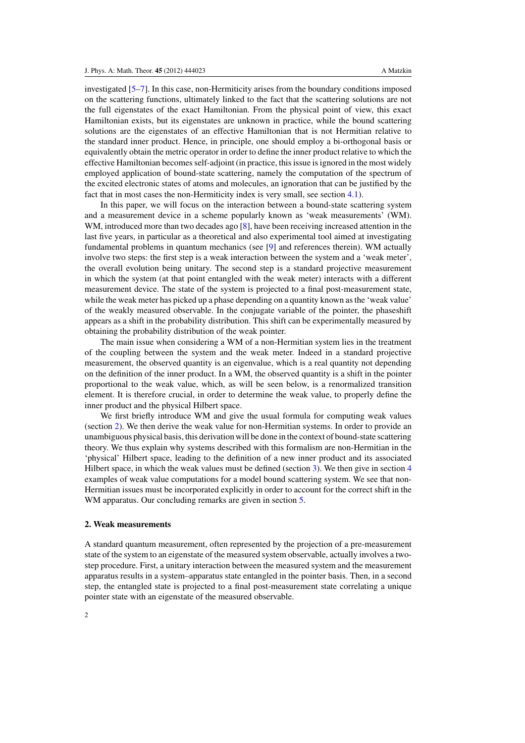investigated [5–7]. In this case, non-Hermiticity arises from the boundary conditions imposed on the scattering functions, ultimately linked to the fact that the scattering solutions are not the full eigenstates of the exact Hamiltonian. From the physical point of view, this exact Hamiltonian exists, but its eigenstates are unknown in practice, while the bound scattering solutions are the eigenstates of an effective Hamiltonian that is not Hermitian relative to the standard inner product. Hence, in principle, one should employ a bi-orthogonal basis or equivalently obtain the metric operator in order to define the inner product relative to which the effective Hamiltonian becomes self-adjoint (in practice, this issue is ignored in the most widely employed application of bound-state scattering, namely the computation of the spectrum of the excited electronic states of atoms and molecules, an ignoration that can be justified by the fact that in most cases the non-Hermiticity index is very small, see section 4.1).

In this paper, we will focus on the interaction between a bound-state scattering system and a measurement device in a scheme popularly known as 'weak measurements' (WM). WM, introduced more than two decades ago [8], have been receiving increased attention in the last five years, in particular as a theoretical and also experimental tool aimed at investigating fundamental problems in quantum mechanics (see [9] and references therein). WM actually involve two steps: the first step is a weak interaction between the system and a 'weak meter', the overall evolution being unitary. The second step is a standard projective measurement in which the system (at that point entangled with the weak meter) interacts with a different measurement device. The state of the system is projected to a final post-measurement state, while the weak meter has picked up a phase depending on a quantity known as the 'weak value' of the weakly measured observable. In the conjugate variable of the pointer, the phaseshift appears as a shift in the probability distribution. This shift can be experimentally measured by obtaining the probability distribution of the weak pointer.

The main issue when considering a WM of a non-Hermitian system lies in the treatment of the coupling between the system and the weak meter. Indeed in a standard projective measurement, the observed quantity is an eigenvalue, which is a real quantity not depending on the definition of the inner product. In a WM, the observed quantity is a shift in the pointer proportional to the weak value, which, as will be seen below, is a renormalized transition element. It is therefore crucial, in order to determine the weak value, to properly define the inner product and the physical Hilbert space.

We first briefly introduce WM and give the usual formula for computing weak values (section 2). We then derive the weak value for non-Hermitian systems. In order to provide an unambiguous physical basis, this derivation will be done in the context of bound-state scattering theory. We thus explain why systems described with this formalism are non-Hermitian in the 'physical' Hilbert space, leading to the definition of a new inner product and its associated Hilbert space, in which the weak values must be defined (section 3). We then give in section 4 examples of weak value computations for a model bound scattering system. We see that non-Hermitian issues must be incorporated explicitly in order to account for the correct shift in the WM apparatus. Our concluding remarks are given in section 5.

## 2. Weak measurements

A standard quantum measurement, often represented by the projection of a pre-measurement state of the system to an eigenstate of the measured system observable, actually involves a two-step procedure. First, a unitary interaction between the measured system and the measurement apparatus results in a system–apparatus state entangled in the pointer basis. Then, in a second step, the entangled state is projected to a final post-measurement state correlating a unique pointer state with an eigenstate of the measured observable.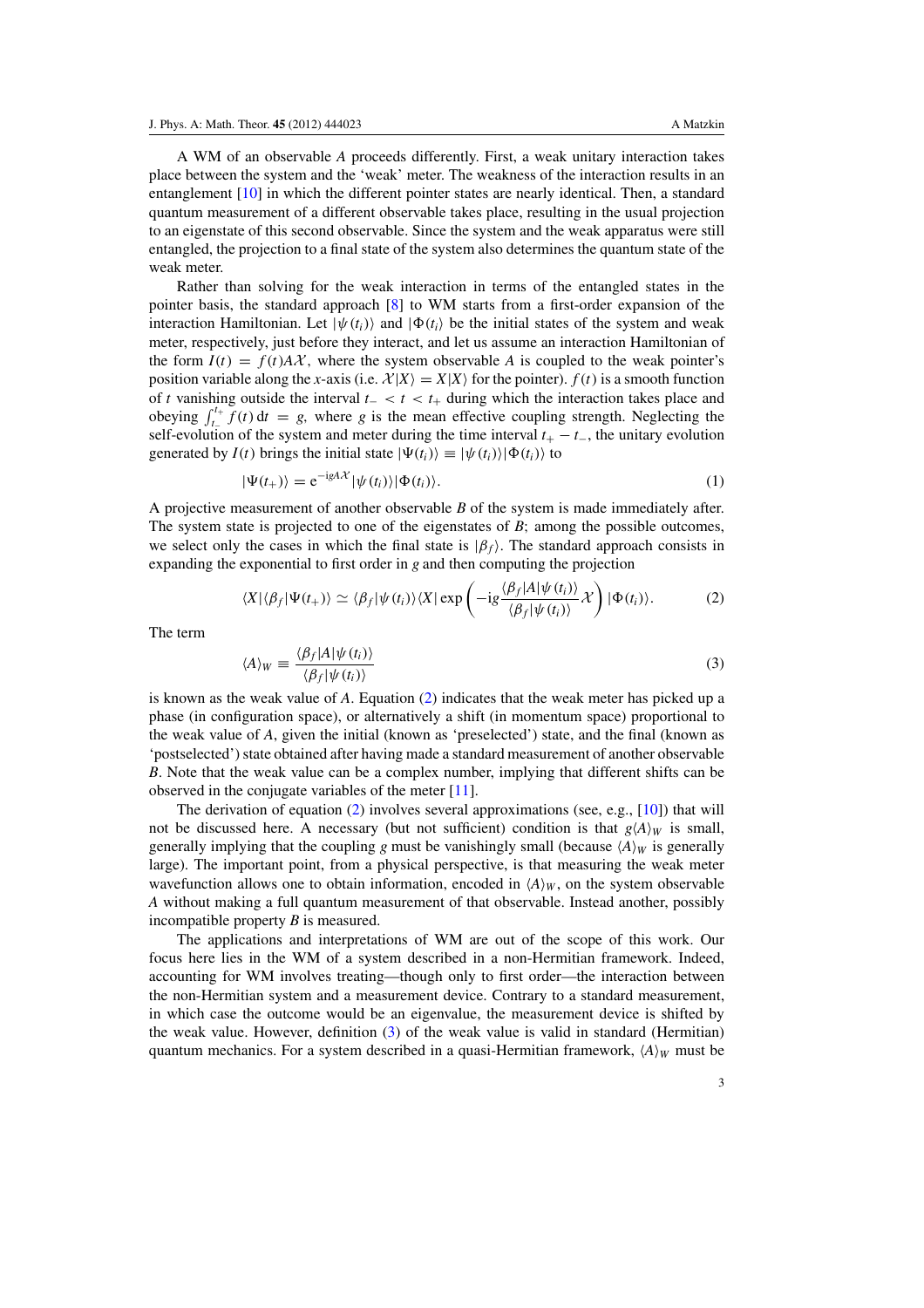A WM of an observable $A$ proceeds differently. First, a weak unitary interaction takes place between the system and the 'weak' meter. The weakness of the interaction results in an entanglement [10] in which the different pointer states are nearly identical. Then, a standard quantum measurement of a different observable takes place, resulting in the usual projection to an eigenstate of this second observable. Since the system and the weak apparatus were still entangled, the projection to a final state of the system also determines the quantum state of the weak meter.

Rather than solving for the weak interaction in terms of the entangled states in the pointer basis, the standard approach [8] to WM starts from a first-order expansion of the interaction Hamiltonian. Let $|\psi(t_i)\rangle$ and $|\Phi(t_i)\rangle$ be the initial states of the system and weak meter, respectively, just before they interact, and let us assume an interaction Hamiltonian of the form $I(t) = f(t)A\mathcal{X}$, where the system observable $A$ is coupled to the weak pointer's position variable along the $x$-axis (i.e. $\mathcal{X}|X\rangle = X|X\rangle$ for the pointer). $f(t)$ is a smooth function of $t$ vanishing outside the interval $t_- < t < t_+$ during which the interaction takes place and obeying $\int_{t_-}^{t_+} f(t)\,\mathrm{d}t = g$, where $g$ is the mean effective coupling strength. Neglecting the self-evolution of the system and meter during the time interval $t_+ - t_-$, the unitary evolution generated by $I(t)$ brings the initial state $|\Psi(t_i)\rangle \equiv |\psi(t_i)\rangle|\Phi(t_i)\rangle$ to

$$|\Psi(t_+)\rangle = \mathrm{e}^{-\mathrm{i}gA\mathcal{X}}|\psi(t_i)\rangle|\Phi(t_i)\rangle. \tag{1}$$

A projective measurement of another observable $B$ of the system is made immediately after. The system state is projected to one of the eigenstates of $B$; among the possible outcomes, we select only the cases in which the final state is $|\beta_f\rangle$. The standard approach consists in expanding the exponential to first order in $g$ and then computing the projection

$$\langle X|\langle\beta_f|\Psi(t_+)\rangle \simeq \langle\beta_f|\psi(t_i)\rangle\langle X|\exp\left(-\mathrm{i}g\frac{\langle\beta_f|A|\psi(t_i)\rangle}{\langle\beta_f|\psi(t_i)\rangle}\mathcal{X}\right)|\Phi(t_i)\rangle. \tag{2}$$

The term

$$\langle A\rangle_W \equiv \frac{\langle\beta_f|A|\psi(t_i)\rangle}{\langle\beta_f|\psi(t_i)\rangle} \tag{3}$$

is known as the weak value of $A$. Equation (2) indicates that the weak meter has picked up a phase (in configuration space), or alternatively a shift (in momentum space) proportional to the weak value of $A$, given the initial (known as 'preselected') state, and the final (known as 'postselected') state obtained after having made a standard measurement of another observable $B$. Note that the weak value can be a complex number, implying that different shifts can be observed in the conjugate variables of the meter [11].

The derivation of equation (2) involves several approximations (see, e.g., [10]) that will not be discussed here. A necessary (but not sufficient) condition is that $g\langle A\rangle_W$ is small, generally implying that the coupling $g$ must be vanishingly small (because $\langle A\rangle_W$ is generally large). The important point, from a physical perspective, is that measuring the weak meter wavefunction allows one to obtain information, encoded in $\langle A\rangle_W$, on the system observable $A$ without making a full quantum measurement of that observable. Instead another, possibly incompatible property $B$ is measured.

The applications and interpretations of WM are out of the scope of this work. Our focus here lies in the WM of a system described in a non-Hermitian framework. Indeed, accounting for WM involves treating—though only to first order—the interaction between the non-Hermitian system and a measurement device. Contrary to a standard measurement, in which case the outcome would be an eigenvalue, the measurement device is shifted by the weak value. However, definition (3) of the weak value is valid in standard (Hermitian) quantum mechanics. For a system described in a quasi-Hermitian framework, $\langle A\rangle_W$ must be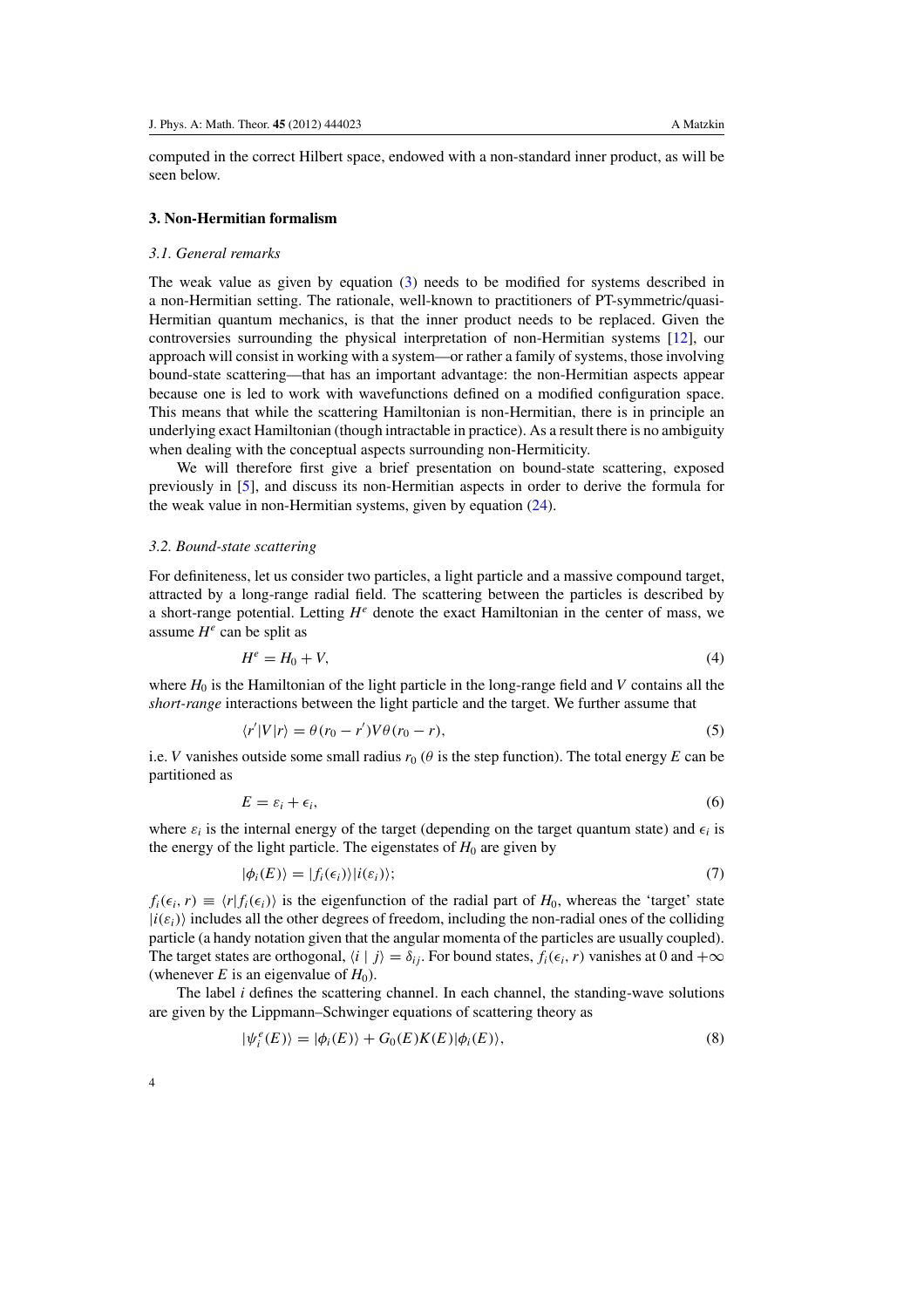computed in the correct Hilbert space, endowed with a non-standard inner product, as will be seen below.

## 3. Non-Hermitian formalism

### *3.1. General remarks*

The weak value as given by equation (3) needs to be modified for systems described in a non-Hermitian setting. The rationale, well-known to practitioners of PT-symmetric/quasi-Hermitian quantum mechanics, is that the inner product needs to be replaced. Given the controversies surrounding the physical interpretation of non-Hermitian systems [12], our approach will consist in working with a system—or rather a family of systems, those involving bound-state scattering—that has an important advantage: the non-Hermitian aspects appear because one is led to work with wavefunctions defined on a modified configuration space. This means that while the scattering Hamiltonian is non-Hermitian, there is in principle an underlying exact Hamiltonian (though intractable in practice). As a result there is no ambiguity when dealing with the conceptual aspects surrounding non-Hermiticity.

We will therefore first give a brief presentation on bound-state scattering, exposed previously in [5], and discuss its non-Hermitian aspects in order to derive the formula for the weak value in non-Hermitian systems, given by equation (24).

### *3.2. Bound-state scattering*

For definiteness, let us consider two particles, a light particle and a massive compound target, attracted by a long-range radial field. The scattering between the particles is described by a short-range potential. Letting $H^e$ denote the exact Hamiltonian in the center of mass, we assume $H^e$ can be split as

$$H^e = H_0 + V, \tag{4}$$

where $H_0$ is the Hamiltonian of the light particle in the long-range field and $V$ contains all the *short-range* interactions between the light particle and the target. We further assume that

$$\langle r'|V|r\rangle = \theta(r_0 - r')V\theta(r_0 - r), \tag{5}$$

i.e. $V$ vanishes outside some small radius $r_0$ ($\theta$ is the step function). The total energy $E$ can be partitioned as

$$E = \varepsilon_i + \epsilon_i, \tag{6}$$

where $\varepsilon_i$ is the internal energy of the target (depending on the target quantum state) and $\epsilon_i$ is the energy of the light particle. The eigenstates of $H_0$ are given by

$$|\phi_i(E)\rangle = |f_i(\epsilon_i)\rangle |i(\varepsilon_i)\rangle; \tag{7}$$

$f_i(\epsilon_i, r) \equiv \langle r|f_i(\epsilon_i)\rangle$ is the eigenfunction of the radial part of $H_0$, whereas the 'target' state $|i(\varepsilon_i)\rangle$ includes all the other degrees of freedom, including the non-radial ones of the colliding particle (a handy notation given that the angular momenta of the particles are usually coupled). The target states are orthogonal, $\langle i \mid j\rangle = \delta_{ij}$. For bound states, $f_i(\epsilon_i, r)$ vanishes at 0 and $+\infty$ (whenever $E$ is an eigenvalue of $H_0$).

The label $i$ defines the scattering channel. In each channel, the standing-wave solutions are given by the Lippmann–Schwinger equations of scattering theory as

$$|\psi_i^e(E)\rangle = |\phi_i(E)\rangle + G_0(E)K(E)|\phi_i(E)\rangle, \tag{8}$$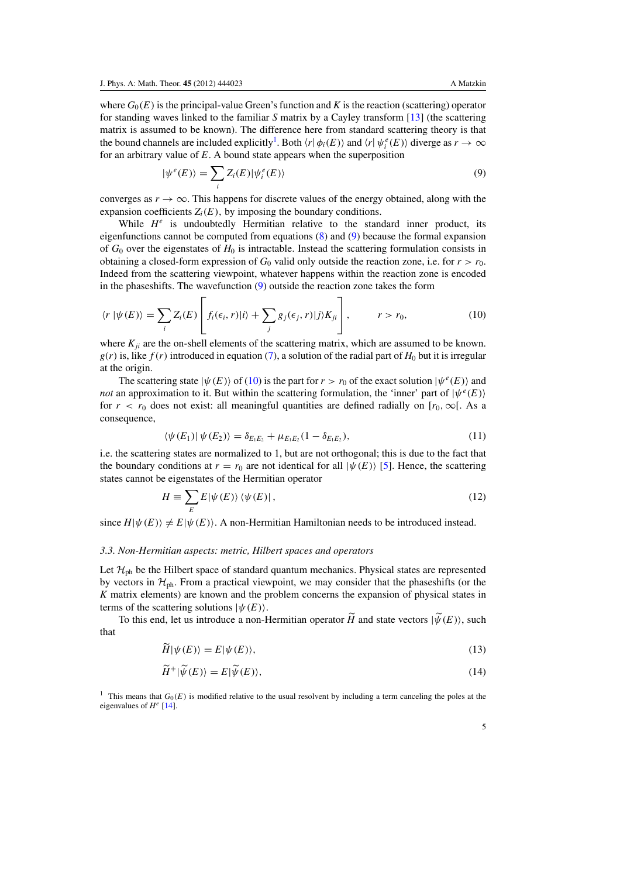where $G_0(E)$ is the principal-value Green's function and $K$ is the reaction (scattering) operator for standing waves linked to the familiar $S$ matrix by a Cayley transform [13] (the scattering matrix is assumed to be known). The difference here from standard scattering theory is that the bound channels are included explicitly[1]. Both $\langle r| \phi_i(E)\rangle$ and $\langle r| \psi_i^e(E)\rangle$ diverge as $r \to \infty$ for an arbitrary value of $E$. A bound state appears when the superposition

$$|\psi^e(E)\rangle = \sum_i Z_i(E)|\psi_i^e(E)\rangle \tag{9}$$

converges as $r \to \infty$. This happens for discrete values of the energy obtained, along with the expansion coefficients $Z_i(E)$, by imposing the boundary conditions.

While $H^e$ is undoubtedly Hermitian relative to the standard inner product, its eigenfunctions cannot be computed from equations (8) and (9) because the formal expansion of $G_0$ over the eigenstates of $H_0$ is intractable. Instead the scattering formulation consists in obtaining a closed-form expression of $G_0$ valid only outside the reaction zone, i.e. for $r > r_0$. Indeed from the scattering viewpoint, whatever happens within the reaction zone is encoded in the phaseshifts. The wavefunction (9) outside the reaction zone takes the form

$$\langle r\,|\psi(E)\rangle = \sum_i Z_i(E)\left[f_i(\epsilon_i, r)|i\rangle + \sum_j g_j(\epsilon_j, r)|j\rangle K_{ji}\right], \qquad r > r_0, \tag{10}$$

where $K_{ji}$ are the on-shell elements of the scattering matrix, which are assumed to be known. $g(r)$ is, like $f(r)$ introduced in equation (7), a solution of the radial part of $H_0$ but it is irregular at the origin.

The scattering state $|\psi(E)\rangle$ of (10) is the part for $r > r_0$ of the exact solution $|\psi^e(E)\rangle$ and *not* an approximation to it. But within the scattering formulation, the 'inner' part of $|\psi^e(E)\rangle$ for $r < r_0$ does not exist: all meaningful quantities are defined radially on $[r_0, \infty[$. As a consequence,

$$\langle \psi(E_1)|\, \psi(E_2)\rangle = \delta_{E_1E_2} + \mu_{E_1E_2}(1 - \delta_{E_1E_2}), \tag{11}$$

i.e. the scattering states are normalized to 1, but are not orthogonal; this is due to the fact that the boundary conditions at $r = r_0$ are not identical for all $|\psi(E)\rangle$ [5]. Hence, the scattering states cannot be eigenstates of the Hermitian operator

$$H \equiv \sum_E E|\psi(E)\rangle\,\langle\psi(E)|\,, \tag{12}$$

since $H|\psi(E)\rangle \neq E|\psi(E)\rangle$. A non-Hermitian Hamiltonian needs to be introduced instead.

### 3.3. Non-Hermitian aspects: metric, Hilbert spaces and operators

Let $\mathcal{H}_{\text{ph}}$ be the Hilbert space of standard quantum mechanics. Physical states are represented by vectors in $\mathcal{H}_{\text{ph}}$. From a practical viewpoint, we may consider that the phaseshifts (or the $K$ matrix elements) are known and the problem concerns the expansion of physical states in terms of the scattering solutions $|\psi(E)\rangle$.

To this end, let us introduce a non-Hermitian operator $\widetilde{H}$ and state vectors $|\widetilde{\psi}(E)\rangle$, such that

$$\widetilde{H}|\psi(E)\rangle = E|\psi(E)\rangle, \tag{13}$$

$$\widetilde{H}^{+}|\widetilde{\psi}(E)\rangle = E|\widetilde{\psi}(E)\rangle, \tag{14}$$

[1] This means that $G_0(E)$ is modified relative to the usual resolvent by including a term canceling the poles at the eigenvalues of $H^e$ [14].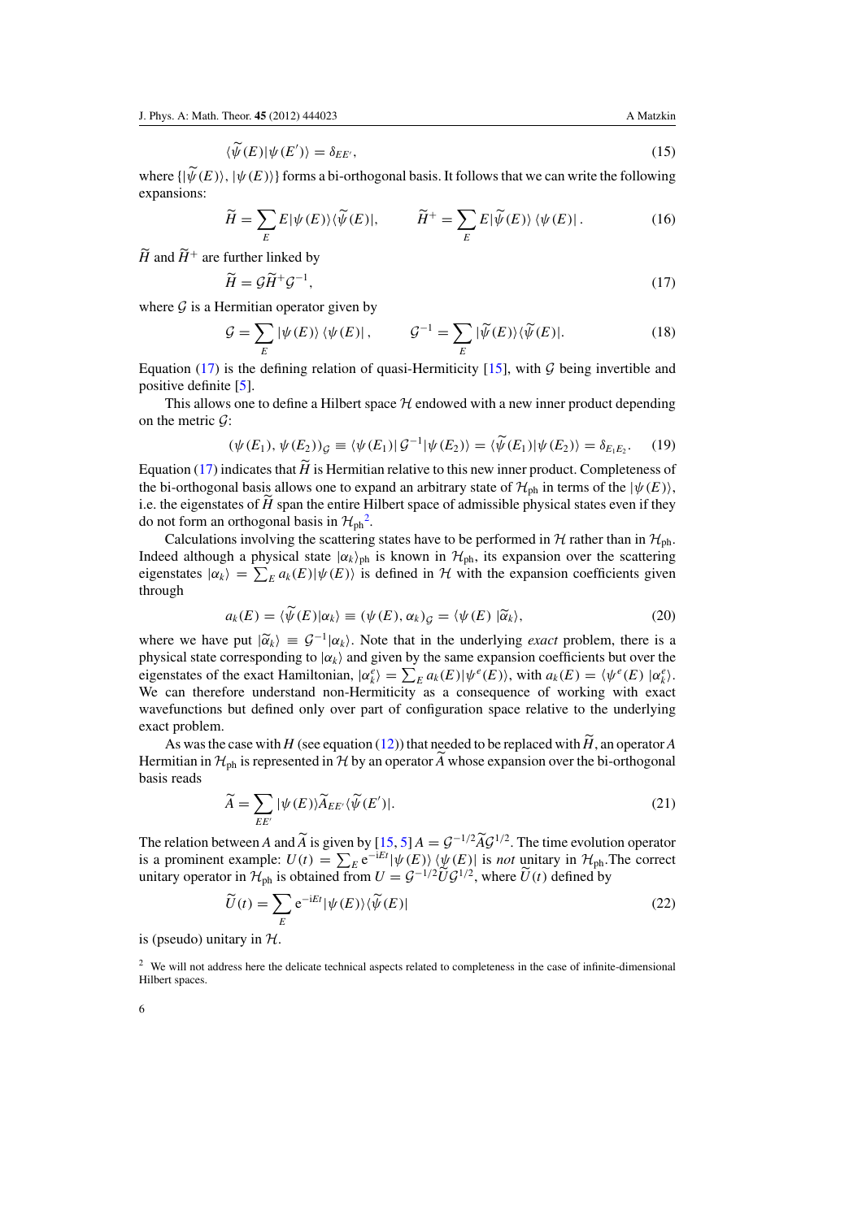$$\langle\widetilde{\psi}(E)|\psi(E')\rangle = \delta_{EE'}, \tag{15}$$

where $\{|\widetilde{\psi}(E)\rangle, |\psi(E)\rangle\}$ forms a bi-orthogonal basis. It follows that we can write the following expansions:

$$\widetilde{H} = \sum_E E|\psi(E)\rangle\langle\widetilde{\psi}(E)|, \qquad \widetilde{H}^+ = \sum_E E|\widetilde{\psi}(E)\rangle\langle\psi(E)|. \tag{16}$$

$\widetilde{H}$ and $\widetilde{H}^+$ are further linked by

$$\widetilde{H} = \mathcal{G}\widetilde{H}^+\mathcal{G}^{-1}, \tag{17}$$

where $\mathcal{G}$ is a Hermitian operator given by

$$\mathcal{G} = \sum_E |\psi(E)\rangle\langle\psi(E)|, \qquad \mathcal{G}^{-1} = \sum_E |\widetilde{\psi}(E)\rangle\langle\widetilde{\psi}(E)|. \tag{18}$$

Equation (17) is the defining relation of quasi-Hermiticity [15], with $\mathcal{G}$ being invertible and positive definite [5].

This allows one to define a Hilbert space $\mathcal{H}$ endowed with a new inner product depending on the metric $\mathcal{G}$:

$$(\psi(E_1), \psi(E_2))_{\mathcal{G}} \equiv \langle\psi(E_1)|\mathcal{G}^{-1}|\psi(E_2)\rangle = \langle\widetilde{\psi}(E_1)|\psi(E_2)\rangle = \delta_{E_1E_2}. \tag{19}$$

Equation (17) indicates that $\widetilde{H}$ is Hermitian relative to this new inner product. Completeness of the bi-orthogonal basis allows one to expand an arbitrary state of $\mathcal{H}_{\text{ph}}$ in terms of the $|\psi(E)\rangle$, i.e. the eigenstates of $\widetilde{H}$ span the entire Hilbert space of admissible physical states even if they do not form an orthogonal basis in $\mathcal{H}_{\text{ph}}$[2].

Calculations involving the scattering states have to be performed in $\mathcal{H}$ rather than in $\mathcal{H}_{\text{ph}}$. Indeed although a physical state $|\alpha_k\rangle_{\text{ph}}$ is known in $\mathcal{H}_{\text{ph}}$, its expansion over the scattering eigenstates $|\alpha_k\rangle = \sum_E a_k(E)|\psi(E)\rangle$ is defined in $\mathcal{H}$ with the expansion coefficients given through

$$a_k(E) = \langle\widetilde{\psi}(E)|\alpha_k\rangle \equiv (\psi(E), \alpha_k)_{\mathcal{G}} = \langle\psi(E)\,|\widetilde{\alpha}_k\rangle, \tag{20}$$

where we have put $|\widetilde{\alpha}_k\rangle \equiv \mathcal{G}^{-1}|\alpha_k\rangle$. Note that in the underlying *exact* problem, there is a physical state corresponding to $|\alpha_k\rangle$ and given by the same expansion coefficients but over the eigenstates of the exact Hamiltonian, $|\alpha_k^e\rangle = \sum_E a_k(E)|\psi^e(E)\rangle$, with $a_k(E) = \langle\psi^e(E)\,|\alpha_k^e\rangle$. We can therefore understand non-Hermiticity as a consequence of working with exact wavefunctions but defined only over part of configuration space relative to the underlying exact problem.

As was the case with $H$ (see equation (12)) that needed to be replaced with $\widetilde{H}$, an operator $A$ Hermitian in $\mathcal{H}_{\text{ph}}$ is represented in $\mathcal{H}$ by an operator $\widetilde{A}$ whose expansion over the bi-orthogonal basis reads

$$\widetilde{A} = \sum_{EE'} |\psi(E)\rangle\widetilde{A}_{EE'}\langle\widetilde{\psi}(E')|. \tag{21}$$

The relation between $A$ and $\widetilde{A}$ is given by [15, 5] $A = \mathcal{G}^{-1/2}\widetilde{A}\mathcal{G}^{1/2}$. The time evolution operator is a prominent example: $U(t) = \sum_E e^{-iEt}|\psi(E)\rangle\langle\psi(E)|$ is *not* unitary in $\mathcal{H}_{\text{ph}}$. The correct unitary operator in $\mathcal{H}_{\text{ph}}$ is obtained from $U = \mathcal{G}^{-1/2}\widetilde{U}\mathcal{G}^{1/2}$, where $\widetilde{U}(t)$ defined by

$$\widetilde{U}(t) = \sum_E e^{-iEt}|\psi(E)\rangle\langle\widetilde{\psi}(E)| \tag{22}$$

is (pseudo) unitary in $\mathcal{H}$.

[2] We will not address here the delicate technical aspects related to completeness in the case of infinite-dimensional Hilbert spaces.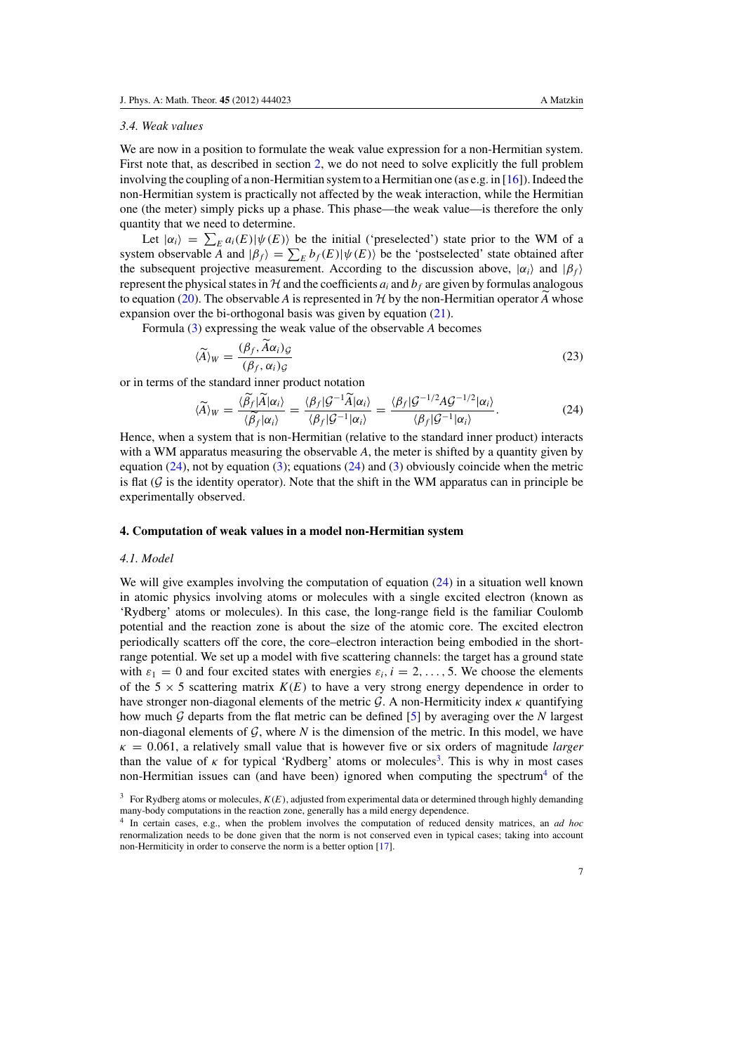### 3.4. Weak values

We are now in a position to formulate the weak value expression for a non-Hermitian system. First note that, as described in section 2, we do not need to solve explicitly the full problem involving the coupling of a non-Hermitian system to a Hermitian one (as e.g. in [16]). Indeed the non-Hermitian system is practically not affected by the weak interaction, while the Hermitian one (the meter) simply picks up a phase. This phase—the weak value—is therefore the only quantity that we need to determine.

Let $|\alpha_i\rangle = \sum_E a_i(E)|\psi(E)\rangle$ be the initial ('preselected') state prior to the WM of a system observable $A$ and $|\beta_f\rangle = \sum_E b_f(E)|\psi(E)\rangle$ be the 'postselected' state obtained after the subsequent projective measurement. According to the discussion above, $|\alpha_i\rangle$ and $|\beta_f\rangle$ represent the physical states in $\mathcal{H}$ and the coefficients $a_i$ and $b_f$ are given by formulas analogous to equation (20). The observable $A$ is represented in $\mathcal{H}$ by the non-Hermitian operator $\widetilde{A}$ whose expansion over the bi-orthogonal basis was given by equation (21).

Formula (3) expressing the weak value of the observable $A$ becomes

$$\langle\widetilde{A}\rangle_W = \frac{(\beta_f, \widetilde{A}\alpha_i)_{\mathcal{G}}}{(\beta_f, \alpha_i)_{\mathcal{G}}} \tag{23}$$

or in terms of the standard inner product notation

$$\langle\widetilde{A}\rangle_W = \frac{\langle\widetilde{\beta}_f|\widetilde{A}|\alpha_i\rangle}{\langle\widetilde{\beta}_f|\alpha_i\rangle} = \frac{\langle\beta_f|\mathcal{G}^{-1}\widetilde{A}|\alpha_i\rangle}{\langle\beta_f|\mathcal{G}^{-1}|\alpha_i\rangle} = \frac{\langle\beta_f|\mathcal{G}^{-1/2}A\mathcal{G}^{-1/2}|\alpha_i\rangle}{\langle\beta_f|\mathcal{G}^{-1}|\alpha_i\rangle}. \tag{24}$$

Hence, when a system that is non-Hermitian (relative to the standard inner product) interacts with a WM apparatus measuring the observable $A$, the meter is shifted by a quantity given by equation (24), not by equation (3); equations (24) and (3) obviously coincide when the metric is flat ($\mathcal{G}$ is the identity operator). Note that the shift in the WM apparatus can in principle be experimentally observed.

## 4. Computation of weak values in a model non-Hermitian system

### 4.1. Model

We will give examples involving the computation of equation (24) in a situation well known in atomic physics involving atoms or molecules with a single excited electron (known as 'Rydberg' atoms or molecules). In this case, the long-range field is the familiar Coulomb potential and the reaction zone is about the size of the atomic core. The excited electron periodically scatters off the core, the core–electron interaction being embodied in the short-range potential. We set up a model with five scattering channels: the target has a ground state with $\varepsilon_1 = 0$ and four excited states with energies $\varepsilon_i, i = 2, \ldots, 5$. We choose the elements of the $5 \times 5$ scattering matrix $K(E)$ to have a very strong energy dependence in order to have stronger non-diagonal elements of the metric $\mathcal{G}$. A non-Hermiticity index $\kappa$ quantifying how much $\mathcal{G}$ departs from the flat metric can be defined [5] by averaging over the $N$ largest non-diagonal elements of $\mathcal{G}$, where $N$ is the dimension of the metric. In this model, we have $\kappa = 0.061$, a relatively small value that is however five or six orders of magnitude *larger* than the value of $\kappa$ for typical 'Rydberg' atoms or molecules[3]. This is why in most cases non-Hermitian issues can (and have been) ignored when computing the spectrum[4] of the

[3] For Rydberg atoms or molecules, $K(E)$, adjusted from experimental data or determined through highly demanding many-body computations in the reaction zone, generally has a mild energy dependence.

[4] In certain cases, e.g., when the problem involves the computation of reduced density matrices, an *ad hoc* renormalization needs to be done given that the norm is not conserved even in typical cases; taking into account non-Hermiticity in order to conserve the norm is a better option [17].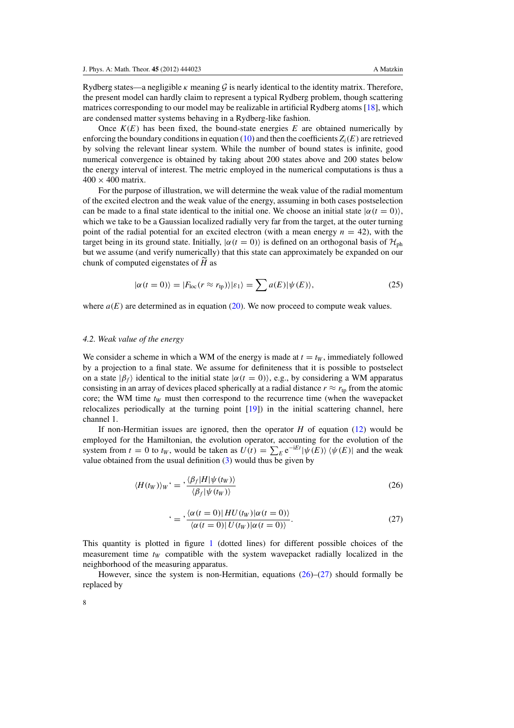Rydberg states—a negligible $\kappa$ meaning $\mathcal{G}$ is nearly identical to the identity matrix. Therefore, the present model can hardly claim to represent a typical Rydberg problem, though scattering matrices corresponding to our model may be realizable in artificial Rydberg atoms [18], which are condensed matter systems behaving in a Rydberg-like fashion.

Once $K(E)$ has been fixed, the bound-state energies $E$ are obtained numerically by enforcing the boundary conditions in equation (10) and then the coefficients $Z_i(E)$ are retrieved by solving the relevant linear system. While the number of bound states is infinite, good numerical convergence is obtained by taking about 200 states above and 200 states below the energy interval of interest. The metric employed in the numerical computations is thus a $400 \times 400$ matrix.

For the purpose of illustration, we will determine the weak value of the radial momentum of the excited electron and the weak value of the energy, assuming in both cases postselection can be made to a final state identical to the initial one. We choose an initial state $|\alpha(t=0)\rangle$, which we take to be a Gaussian localized radially very far from the target, at the outer turning point of the radial potential for an excited electron (with a mean energy $n = 42$), with the target being in its ground state. Initially, $|\alpha(t=0)\rangle$ is defined on an orthogonal basis of $\mathcal{H}_{\text{ph}}$ but we assume (and verify numerically) that this state can approximately be expanded on our chunk of computed eigenstates of $\widetilde{H}$ as

$$|\alpha(t=0)\rangle = |F_{\text{loc}}(r \approx r_{\text{tp}})\rangle|\varepsilon_1\rangle = \sum a(E)|\psi(E)\rangle, \tag{25}$$

where $a(E)$ are determined as in equation (20). We now proceed to compute weak values.

### 4.2. Weak value of the energy

We consider a scheme in which a WM of the energy is made at $t = t_W$, immediately followed by a projection to a final state. We assume for definiteness that it is possible to postselect on a state $|\beta_f\rangle$ identical to the initial state $|\alpha(t=0)\rangle$, e.g., by considering a WM apparatus consisting in an array of devices placed spherically at a radial distance $r \approx r_{\text{tp}}$ from the atomic core; the WM time $t_W$ must then correspond to the recurrence time (when the wavepacket relocalizes periodically at the turning point [19]) in the initial scattering channel, here channel 1.

If non-Hermitian issues are ignored, then the operator $H$ of equation (12) would be employed for the Hamiltonian, the evolution operator, accounting for the evolution of the system from $t = 0$ to $t_W$, would be taken as $U(t) = \sum_E \mathrm{e}^{-\mathrm{i}Et}|\psi(E)\rangle\,\langle\psi(E)|$ and the weak value obtained from the usual definition (3) would thus be given by

$$\langle H(t_W)\rangle_W\text{`}=\text{'}\frac{\langle\beta_f|H|\psi(t_W)\rangle}{\langle\beta_f|\psi(t_W)\rangle} \tag{26}$$

$$\text{`}=\text{'}\frac{\langle\alpha(t=0)|\,HU(t_W)|\alpha(t=0)\rangle}{\langle\alpha(t=0)|\,U(t_W)|\alpha(t=0)\rangle}. \tag{27}$$

This quantity is plotted in figure 1 (dotted lines) for different possible choices of the measurement time $t_W$ compatible with the system wavepacket radially localized in the neighborhood of the measuring apparatus.

However, since the system is non-Hermitian, equations (26)–(27) should formally be replaced by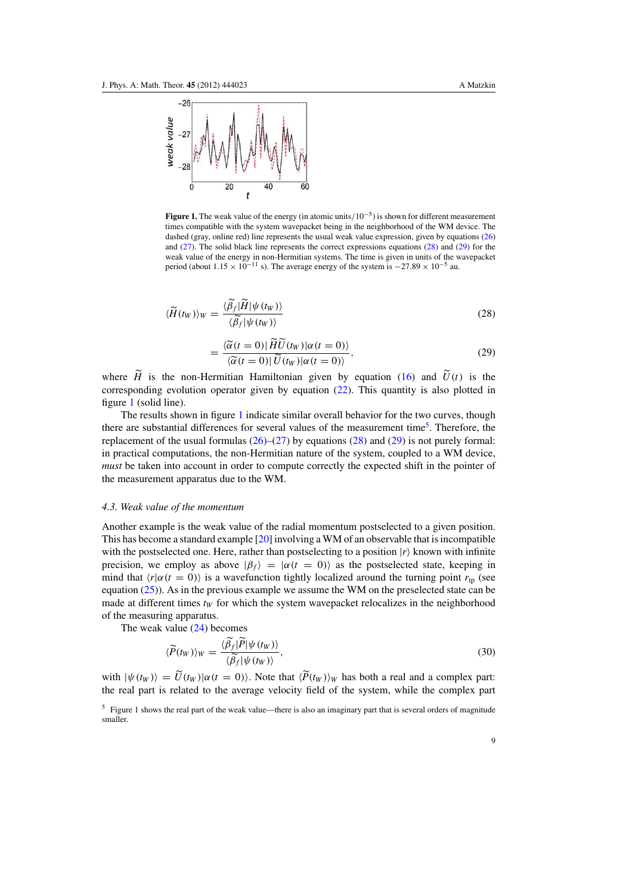**Figure 1.** The weak value of the energy (in atomic units/$10^{-5}$) is shown for different measurement times compatible with the system wavepacket being in the neighborhood of the WM device. The dashed (gray, online red) line represents the usual weak value expression, given by equations (26) and (27). The solid black line represents the correct expressions equations (28) and (29) for the weak value of the energy in non-Hermitian systems. The time is given in units of the wavepacket period (about $1.15 \times 10^{-11}$ s). The average energy of the system is $-27.89 \times 10^{-5}$ au.

$$\langle \widetilde{H}(t_W)\rangle_W = \frac{\langle \widetilde{\beta}_f|\widetilde{H}|\psi(t_W)\rangle}{\langle \widetilde{\beta}_f|\psi(t_W)\rangle} \tag{28}$$

$$= \frac{\langle \widetilde{\alpha}(t=0)|\widetilde{H}\widetilde{U}(t_W)|\alpha(t=0)\rangle}{\langle \widetilde{\alpha}(t=0)|\widetilde{U}(t_W)|\alpha(t=0)\rangle}, \tag{29}$$

where $\widetilde{H}$ is the non-Hermitian Hamiltonian given by equation (16) and $\widetilde{U}(t)$ is the corresponding evolution operator given by equation (22). This quantity is also plotted in figure 1 (solid line).

The results shown in figure 1 indicate similar overall behavior for the two curves, though there are substantial differences for several values of the measurement time[5]. Therefore, the replacement of the usual formulas (26)–(27) by equations (28) and (29) is not purely formal: in practical computations, the non-Hermitian nature of the system, coupled to a WM device, *must* be taken into account in order to compute correctly the expected shift in the pointer of the measurement apparatus due to the WM.

### 4.3. Weak value of the momentum

Another example is the weak value of the radial momentum postselected to a given position. This has become a standard example [20] involving a WM of an observable that is incompatible with the postselected one. Here, rather than postselecting to a position $|r\rangle$ known with infinite precision, we employ as above $|\beta_f\rangle = |\alpha(t=0)\rangle$ as the postselected state, keeping in mind that $\langle r|\alpha(t=0)\rangle$ is a wavefunction tightly localized around the turning point $r_{\rm tp}$ (see equation (25)). As in the previous example we assume the WM on the preselected state can be made at different times $t_W$ for which the system wavepacket relocalizes in the neighborhood of the measuring apparatus.

The weak value (24) becomes

$$\langle \widetilde{P}(t_W)\rangle_W = \frac{\langle \widetilde{\beta}_f|\widetilde{P}|\psi(t_W)\rangle}{\langle \widetilde{\beta}_f|\psi(t_W)\rangle}, \tag{30}$$

with $|\psi(t_W)\rangle = \widetilde{U}(t_W)|\alpha(t=0)\rangle$. Note that $\langle \widetilde{P}(t_W)\rangle_W$ has both a real and a complex part: the real part is related to the average velocity field of the system, while the complex part

[5] Figure 1 shows the real part of the weak value—there is also an imaginary part that is several orders of magnitude smaller.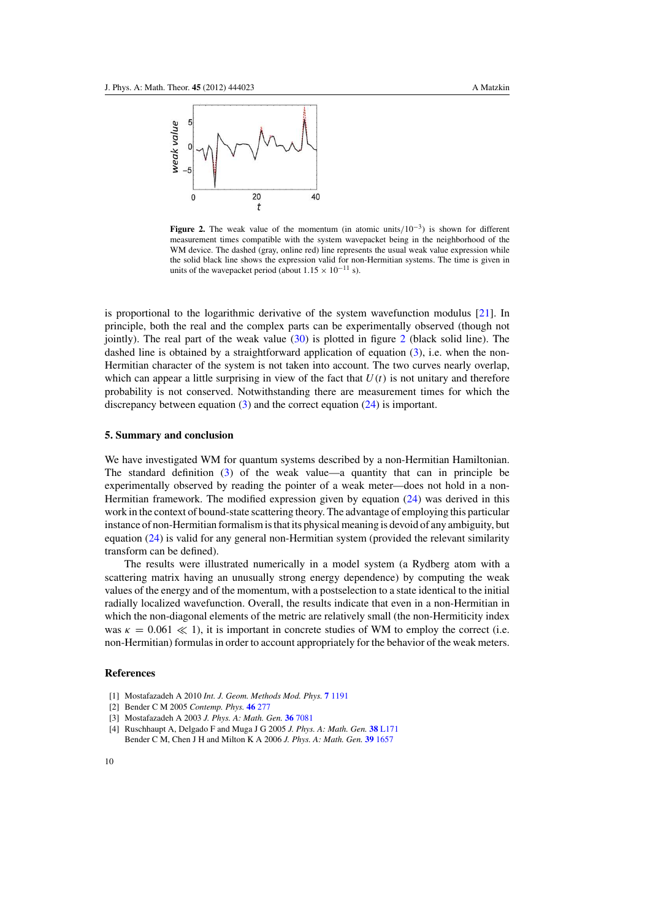**Figure 2.** The weak value of the momentum (in atomic units/$10^{-3}$) is shown for different measurement times compatible with the system wavepacket being in the neighborhood of the WM device. The dashed (gray, online red) line represents the usual weak value expression while the solid black line shows the expression valid for non-Hermitian systems. The time is given in units of the wavepacket period (about $1.15 \times 10^{-11}$ s).

is proportional to the logarithmic derivative of the system wavefunction modulus [21]. In principle, both the real and the complex parts can be experimentally observed (though not jointly). The real part of the weak value (30) is plotted in figure 2 (black solid line). The dashed line is obtained by a straightforward application of equation (3), i.e. when the non-Hermitian character of the system is not taken into account. The two curves nearly overlap, which can appear a little surprising in view of the fact that $U(t)$ is not unitary and therefore probability is not conserved. Notwithstanding there are measurement times for which the discrepancy between equation (3) and the correct equation (24) is important.

## 5. Summary and conclusion

We have investigated WM for quantum systems described by a non-Hermitian Hamiltonian. The standard definition (3) of the weak value—a quantity that can in principle be experimentally observed by reading the pointer of a weak meter—does not hold in a non-Hermitian framework. The modified expression given by equation (24) was derived in this work in the context of bound-state scattering theory. The advantage of employing this particular instance of non-Hermitian formalism is that its physical meaning is devoid of any ambiguity, but equation (24) is valid for any general non-Hermitian system (provided the relevant similarity transform can be defined).

The results were illustrated numerically in a model system (a Rydberg atom with a scattering matrix having an unusually strong energy dependence) by computing the weak values of the energy and of the momentum, with a postselection to a state identical to the initial radially localized wavefunction. Overall, the results indicate that even in a non-Hermitian in which the non-diagonal elements of the metric are relatively small (the non-Hermiticity index was $\kappa = 0.061 \ll 1$), it is important in concrete studies of WM to employ the correct (i.e. non-Hermitian) formulas in order to account appropriately for the behavior of the weak meters.

## References

[1] Mostafazadeh A 2010 *Int. J. Geom. Methods Mod. Phys.* **7** 1191

[2] Bender C M 2005 *Contemp. Phys.* **46** 277

[3] Mostafazadeh A 2003 *J. Phys. A: Math. Gen.* **36** 7081

[4] Ruschhaupt A, Delgado F and Muga J G 2005 *J. Phys. A: Math. Gen.* **38** L171
Bender C M, Chen J H and Milton K A 2006 *J. Phys. A: Math. Gen.* **39** 1657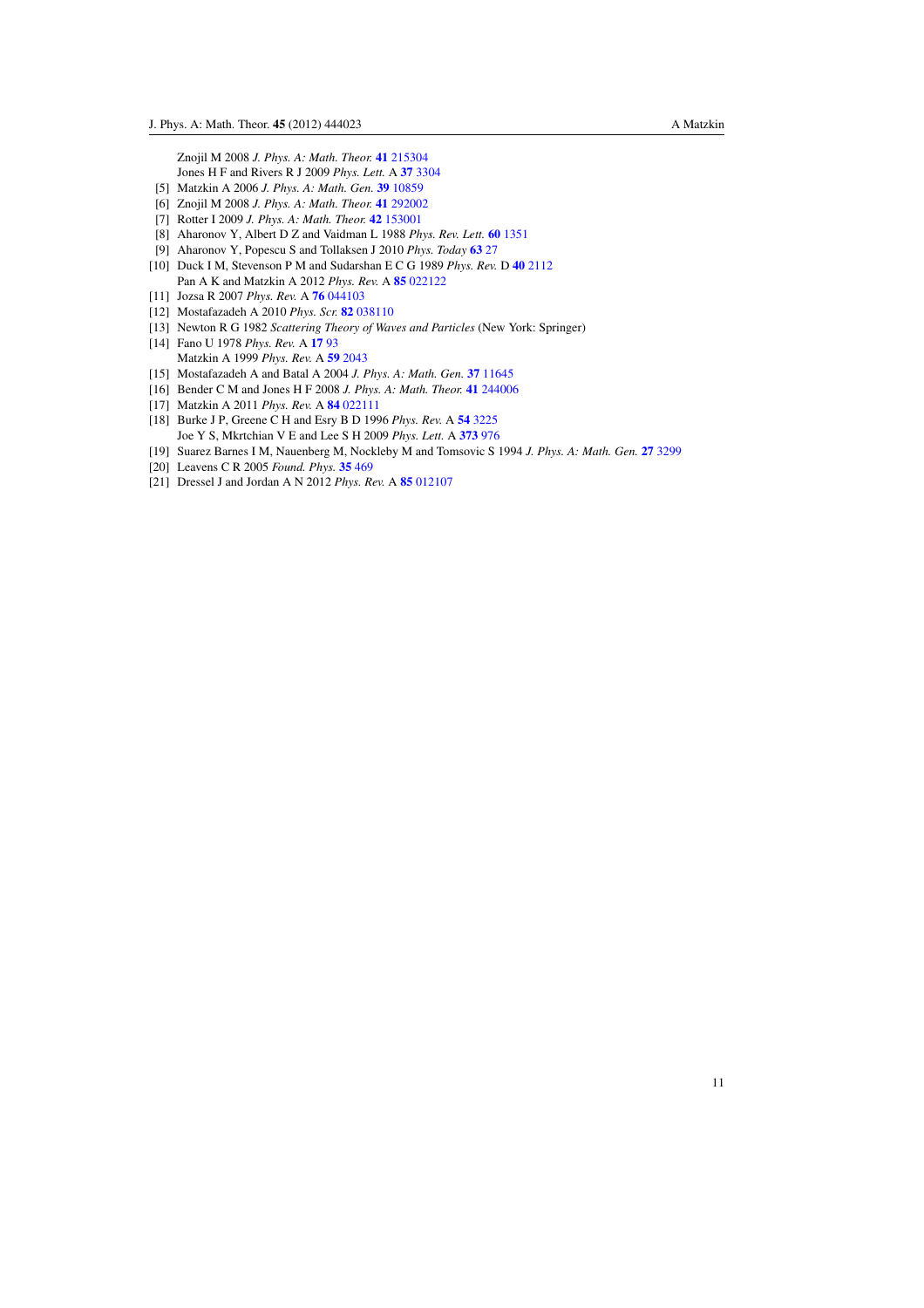Znojil M 2008 *J. Phys. A: Math. Theor.* **41** 215304
Jones H F and Rivers R J 2009 *Phys. Lett.* A **37** 3304

[5] Matzkin A 2006 *J. Phys. A: Math. Gen.* **39** 10859

[6] Znojil M 2008 *J. Phys. A: Math. Theor.* **41** 292002

[7] Rotter I 2009 *J. Phys. A: Math. Theor.* **42** 153001

[8] Aharonov Y, Albert D Z and Vaidman L 1988 *Phys. Rev. Lett.* **60** 1351

[9] Aharonov Y, Popescu S and Tollaksen J 2010 *Phys. Today* **63** 27

[10] Duck I M, Stevenson P M and Sudarshan E C G 1989 *Phys. Rev.* D **40** 2112
Pan A K and Matzkin A 2012 *Phys. Rev.* A **85** 022122

[11] Jozsa R 2007 *Phys. Rev.* A **76** 044103

[12] Mostafazadeh A 2010 *Phys. Scr.* **82** 038110

[13] Newton R G 1982 *Scattering Theory of Waves and Particles* (New York: Springer)

[14] Fano U 1978 *Phys. Rev.* A **17** 93
Matzkin A 1999 *Phys. Rev.* A **59** 2043

[15] Mostafazadeh A and Batal A 2004 *J. Phys. A: Math. Gen.* **37** 11645

[16] Bender C M and Jones H F 2008 *J. Phys. A: Math. Theor.* **41** 244006

[17] Matzkin A 2011 *Phys. Rev.* A **84** 022111

[18] Burke J P, Greene C H and Esry B D 1996 *Phys. Rev.* A **54** 3225
Joe Y S, Mkrtchian V E and Lee S H 2009 *Phys. Lett.* A **373** 976

[19] Suarez Barnes I M, Nauenberg M, Nockleby M and Tomsovic S 1994 *J. Phys. A: Math. Gen.* **27** 3299

[20] Leavens C R 2005 *Found. Phys.* **35** 469

[21] Dressel J and Jordan A N 2012 *Phys. Rev.* A **85** 012107